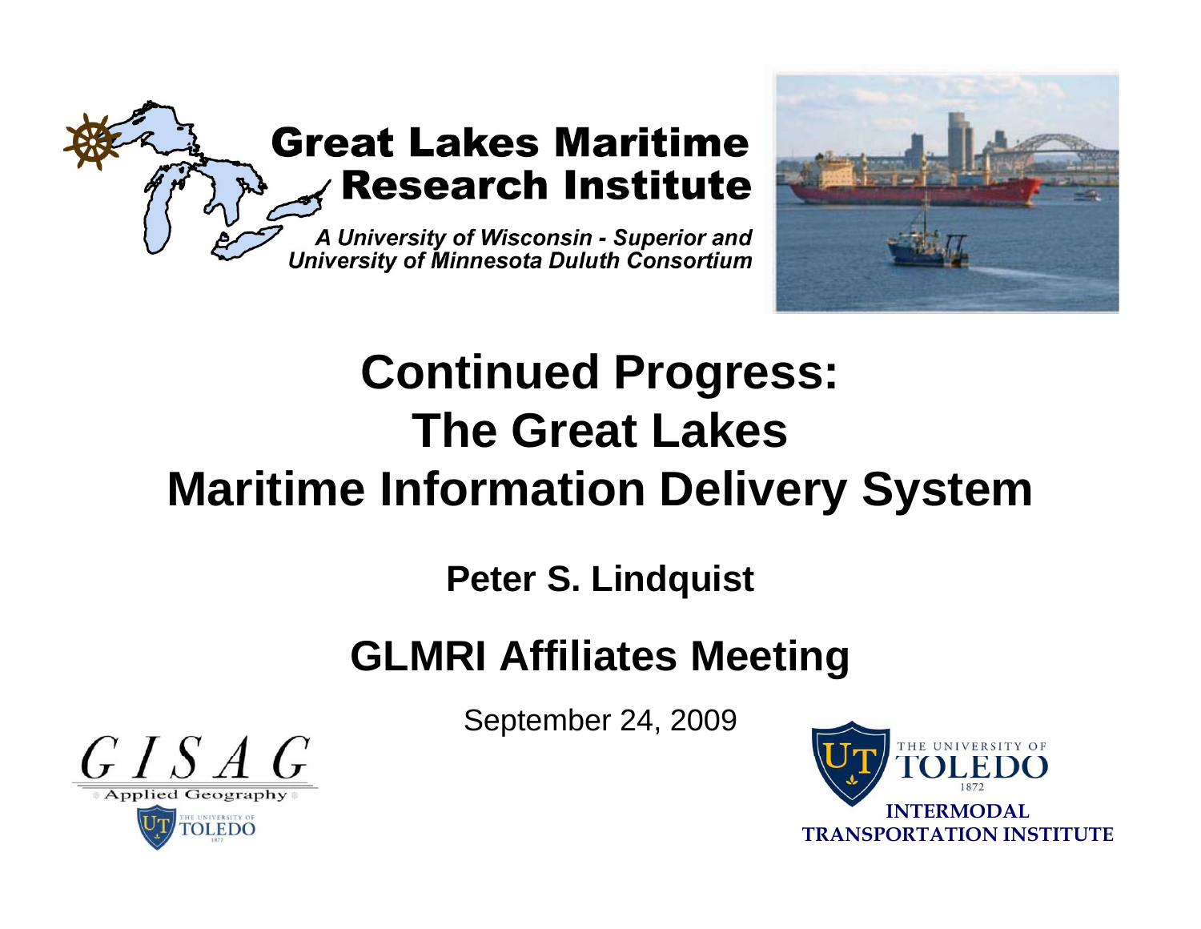**Great Lakes Maritime Research Institute**

*A University of Wisconsin - Superior and University of Minnesota Duluth Consortium*

# Continued Progress: The Great Lakes Maritime Information Delivery System

**Peter S. Lindquist**

## GLMRI Affiliates Meeting

September 24, 2009

GISAG Applied Geography
The University of Toledo

The University of Toledo 1872
INTERMODAL TRANSPORTATION INSTITUTE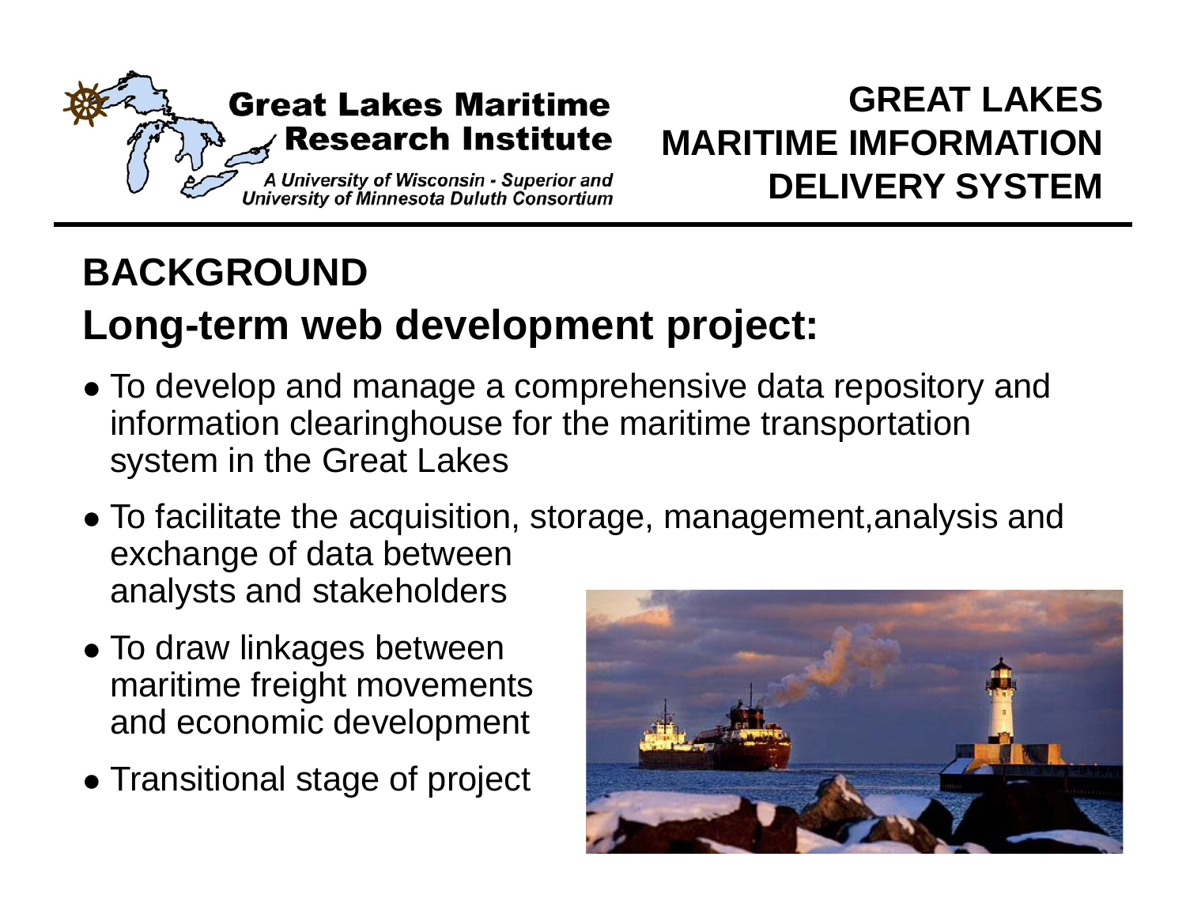**Great Lakes Maritime Research Institute**

*A University of Wisconsin - Superior and University of Minnesota Duluth Consortium*

**GREAT LAKES MARITIME IMFORMATION DELIVERY SYSTEM**

## BACKGROUND

## Long-term web development project:

- To develop and manage a comprehensive data repository and information clearinghouse for the maritime transportation system in the Great Lakes
- To facilitate the acquisition, storage, management,analysis and exchange of data between analysts and stakeholders
- To draw linkages between maritime freight movements and economic development
- Transitional stage of project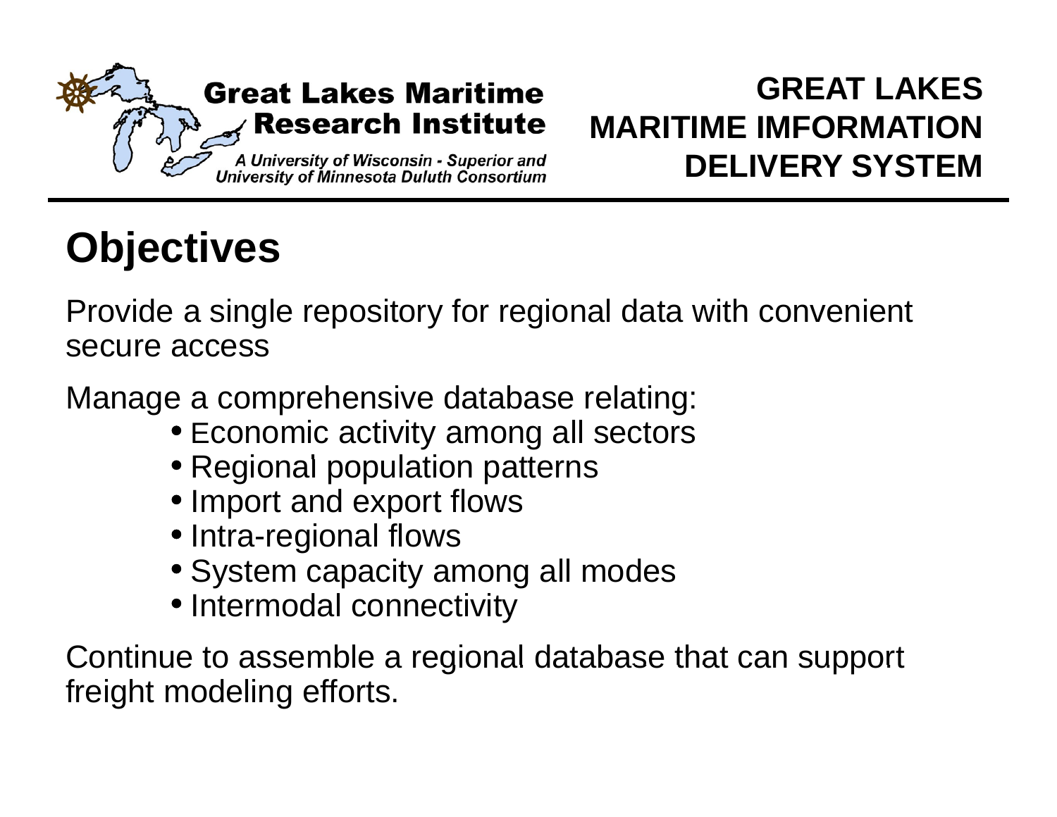# Objectives

Provide a single repository for regional data with convenient secure access

Manage a comprehensive database relating:

- Economic activity among all sectors
- Regional population patterns
- Import and export flows
- Intra-regional flows
- System capacity among all modes
- Intermodal connectivity

Continue to assemble a regional database that can support freight modeling efforts.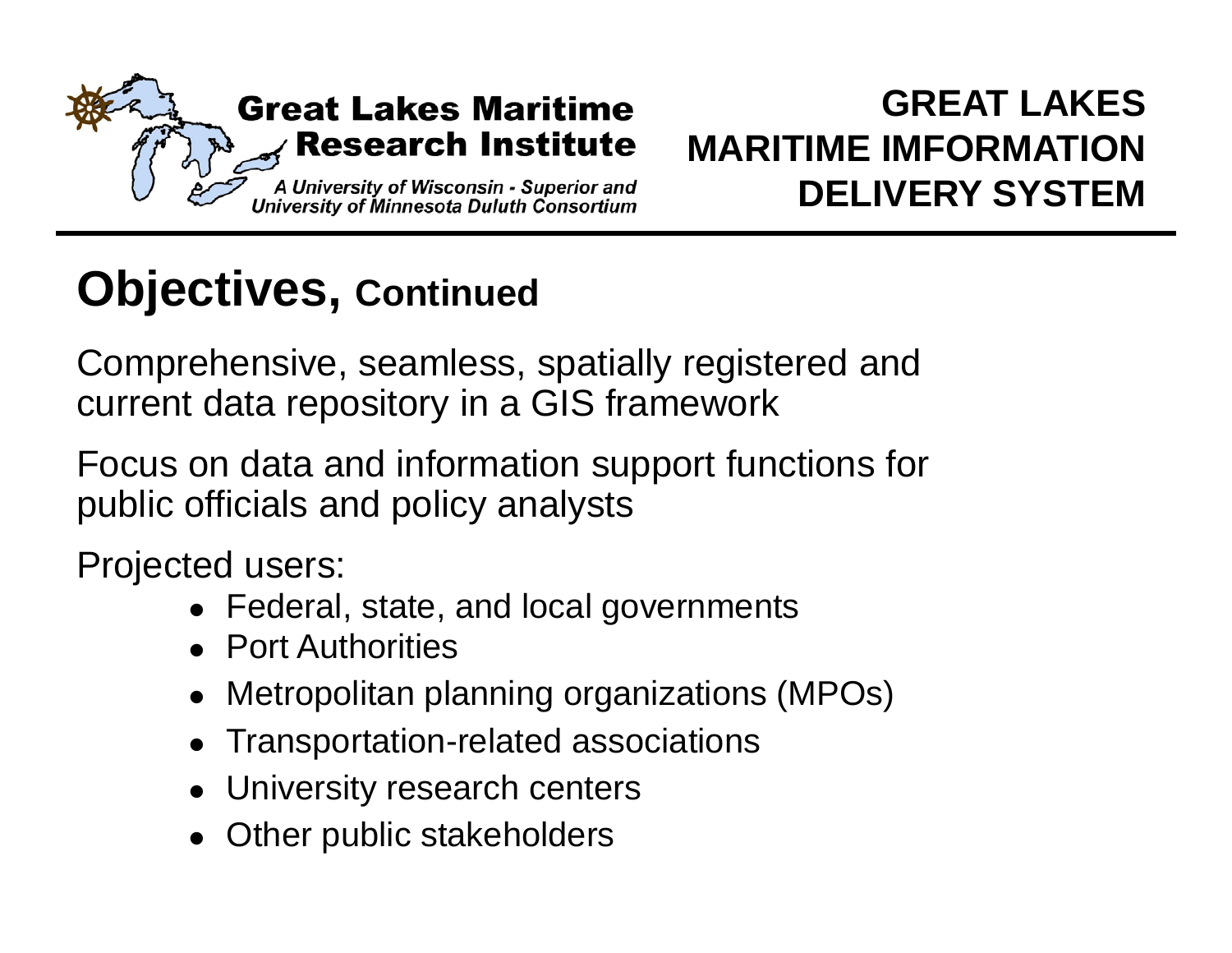# Objectives, Continued

Comprehensive, seamless, spatially registered and current data repository in a GIS framework

Focus on data and information support functions for public officials and policy analysts

Projected users:

- Federal, state, and local governments
- Port Authorities
- Metropolitan planning organizations (MPOs)
- Transportation-related associations
- University research centers
- Other public stakeholders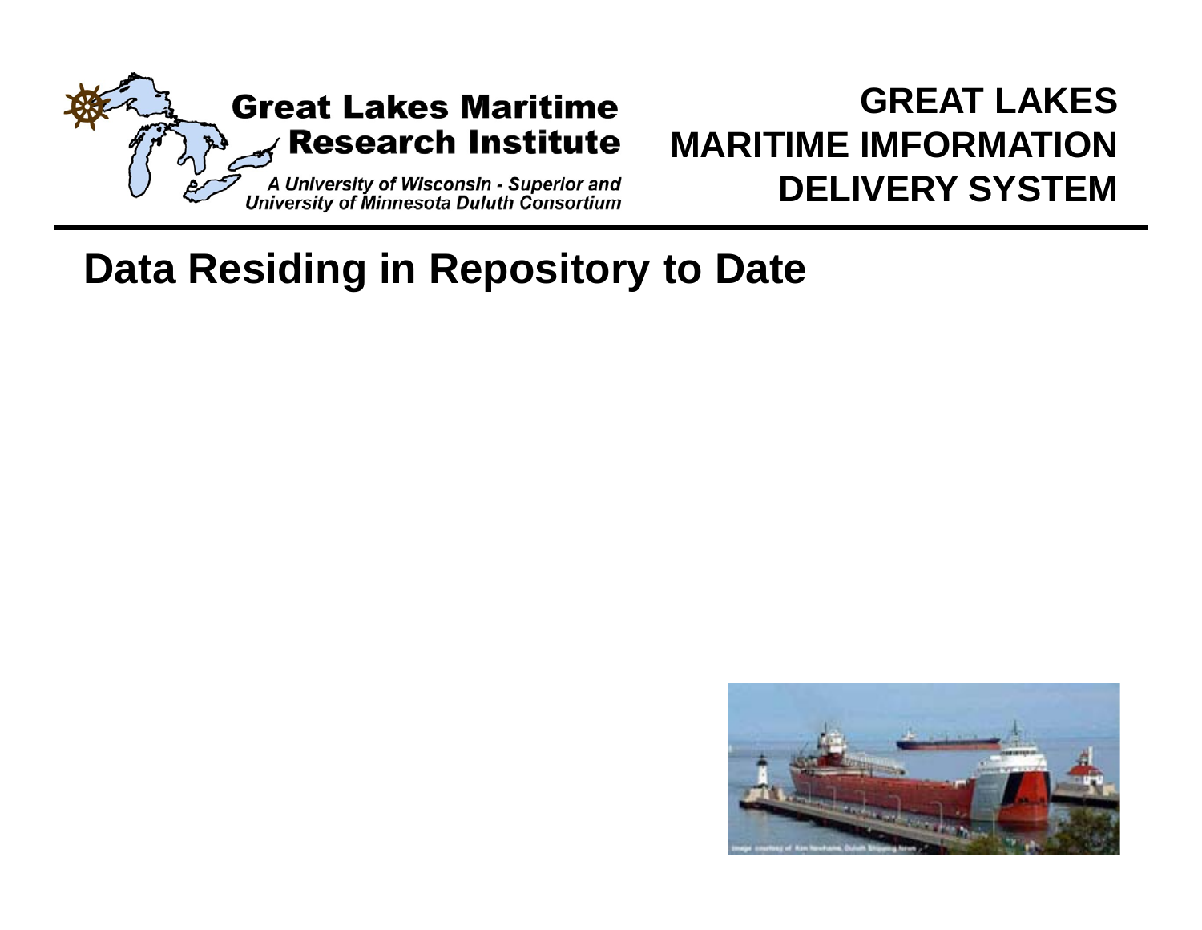## Data Residing in Repository to Date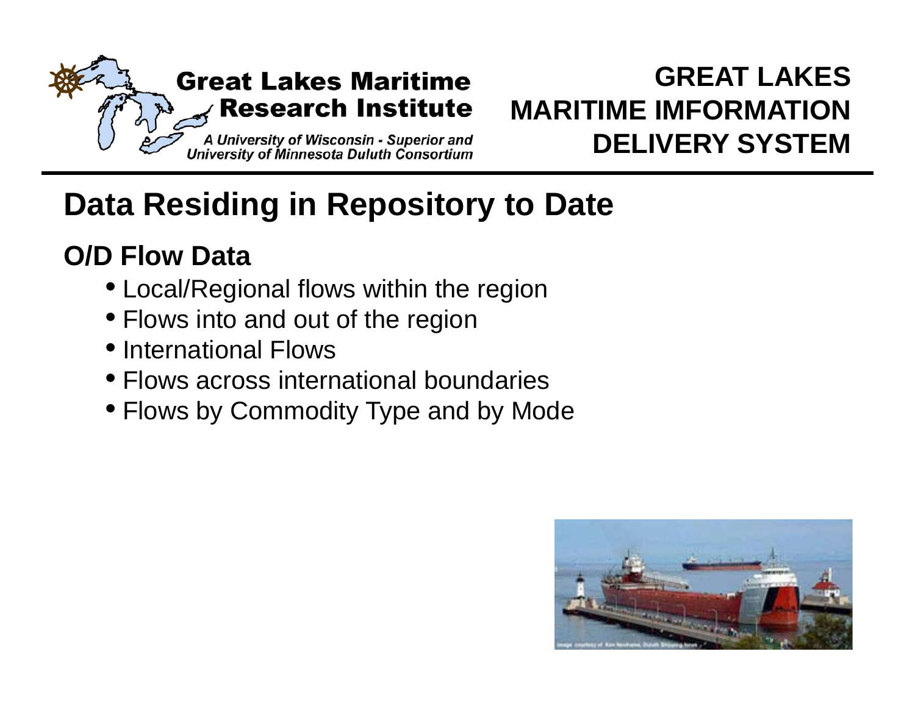## Data Residing in Repository to Date

### O/D Flow Data

- Local/Regional flows within the region
- Flows into and out of the region
- International Flows
- Flows across international boundaries
- Flows by Commodity Type and by Mode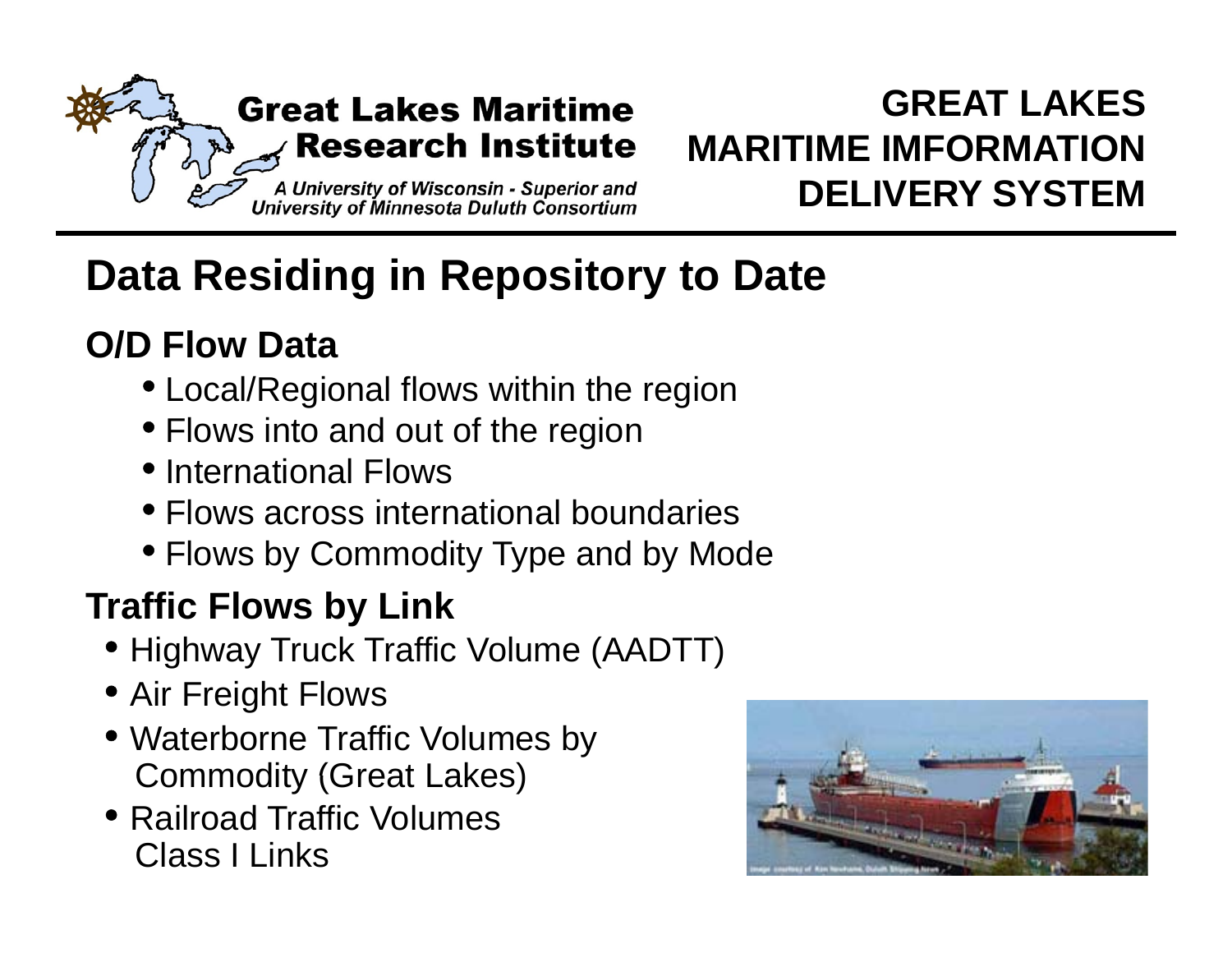# Data Residing in Repository to Date

## O/D Flow Data

- Local/Regional flows within the region
- Flows into and out of the region
- International Flows
- Flows across international boundaries
- Flows by Commodity Type and by Mode

## Traffic Flows by Link

- Highway Truck Traffic Volume (AADTT)
- Air Freight Flows
- Waterborne Traffic Volumes by Commodity (Great Lakes)
- Railroad Traffic Volumes Class I Links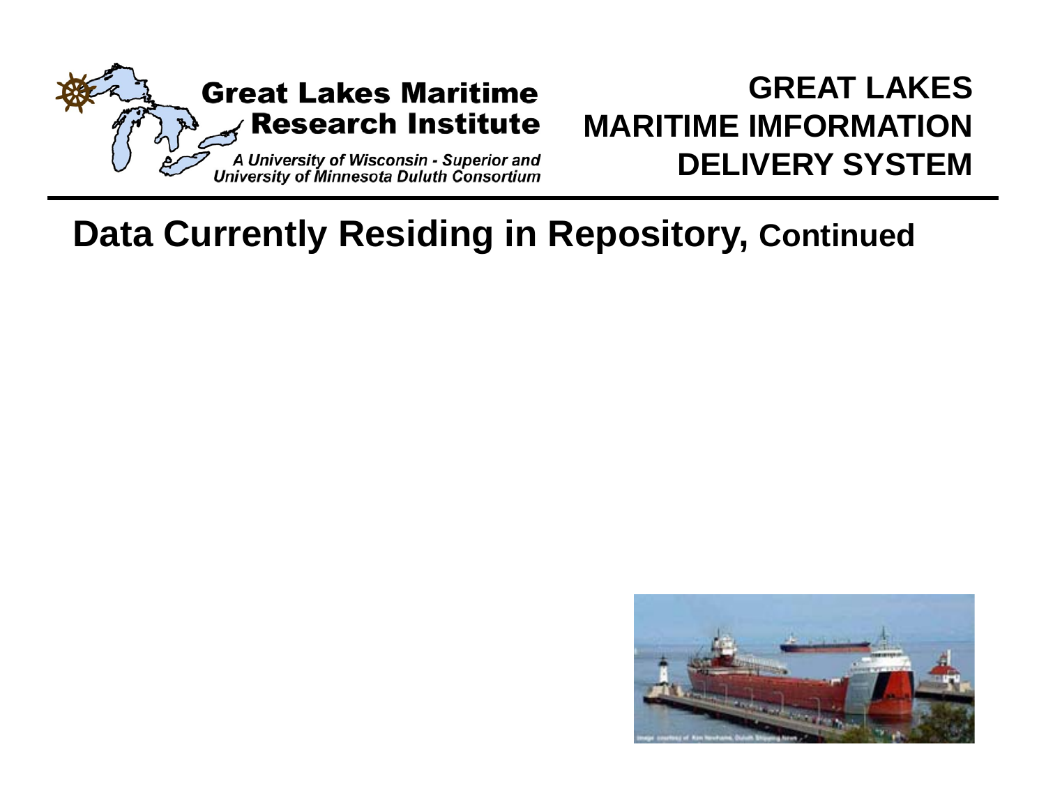# Data Currently Residing in Repository, Continued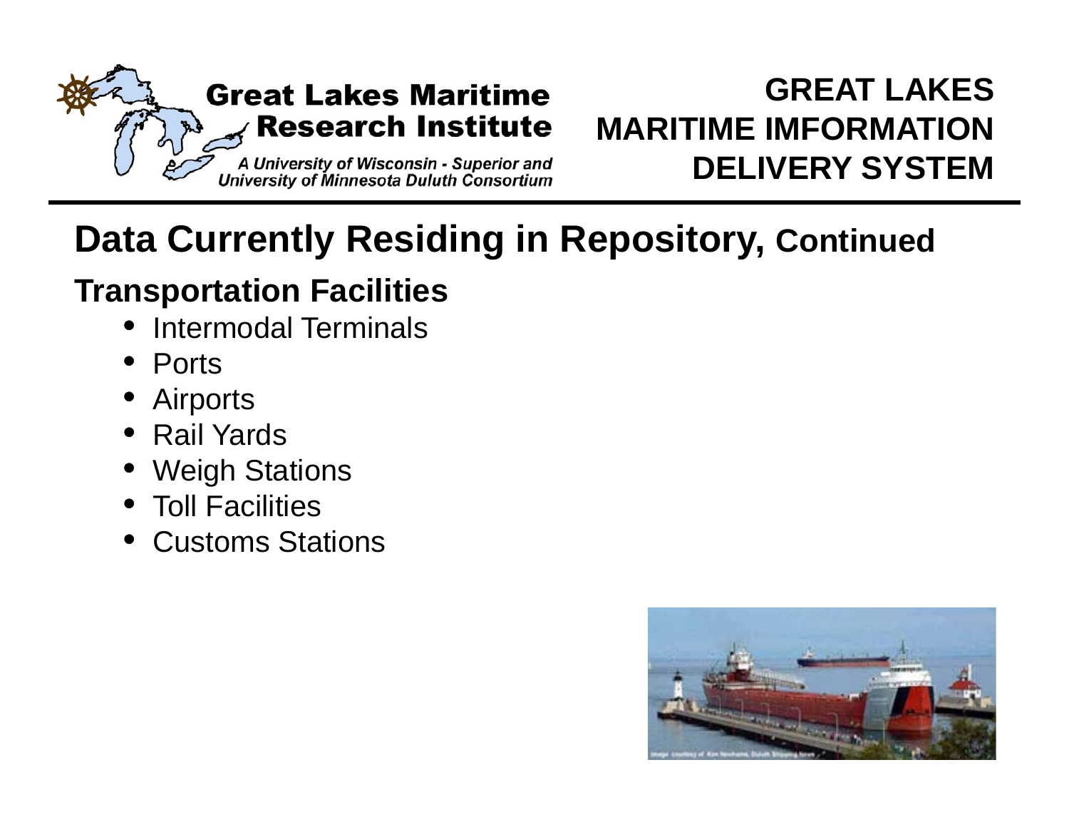# GREAT LAKES MARITIME IMFORMATION DELIVERY SYSTEM

## Data Currently Residing in Repository, Continued

### Transportation Facilities

- Intermodal Terminals
- Ports
- Airports
- Rail Yards
- Weigh Stations
- Toll Facilities
- Customs Stations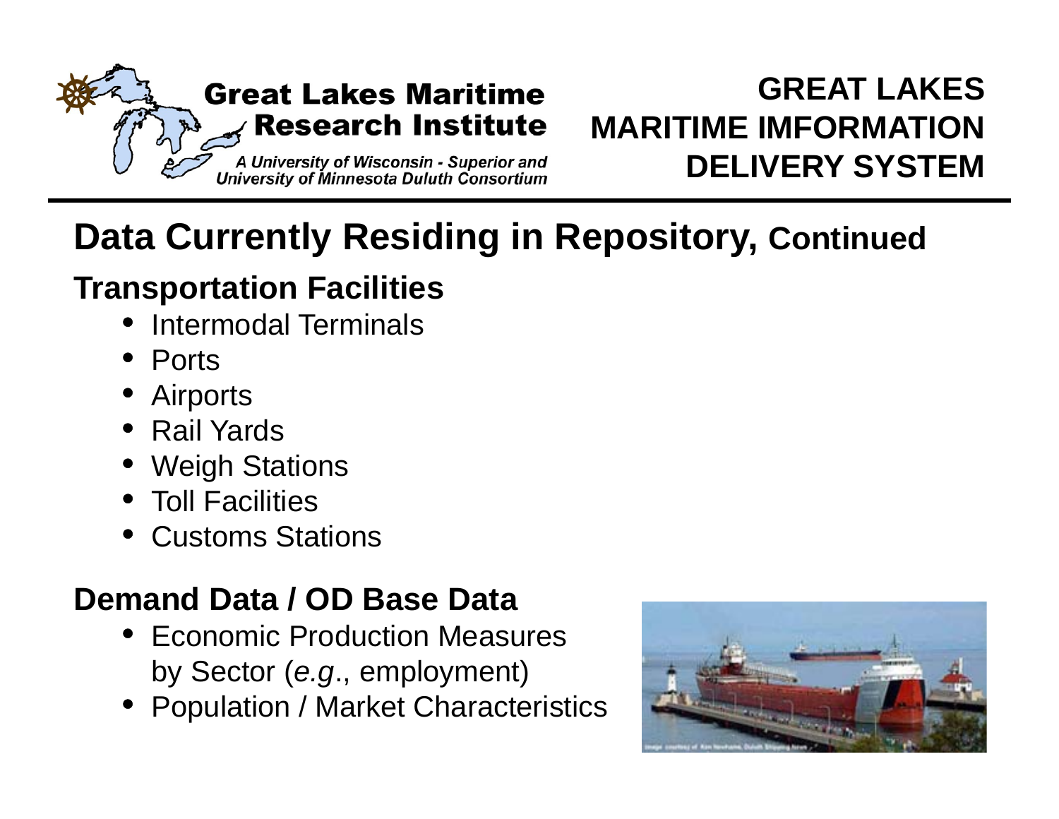## Data Currently Residing in Repository, Continued

### Transportation Facilities

- Intermodal Terminals
- Ports
- Airports
- Rail Yards
- Weigh Stations
- Toll Facilities
- Customs Stations

### Demand Data / OD Base Data

- Economic Production Measures by Sector (*e.g.*, employment)
- Population / Market Characteristics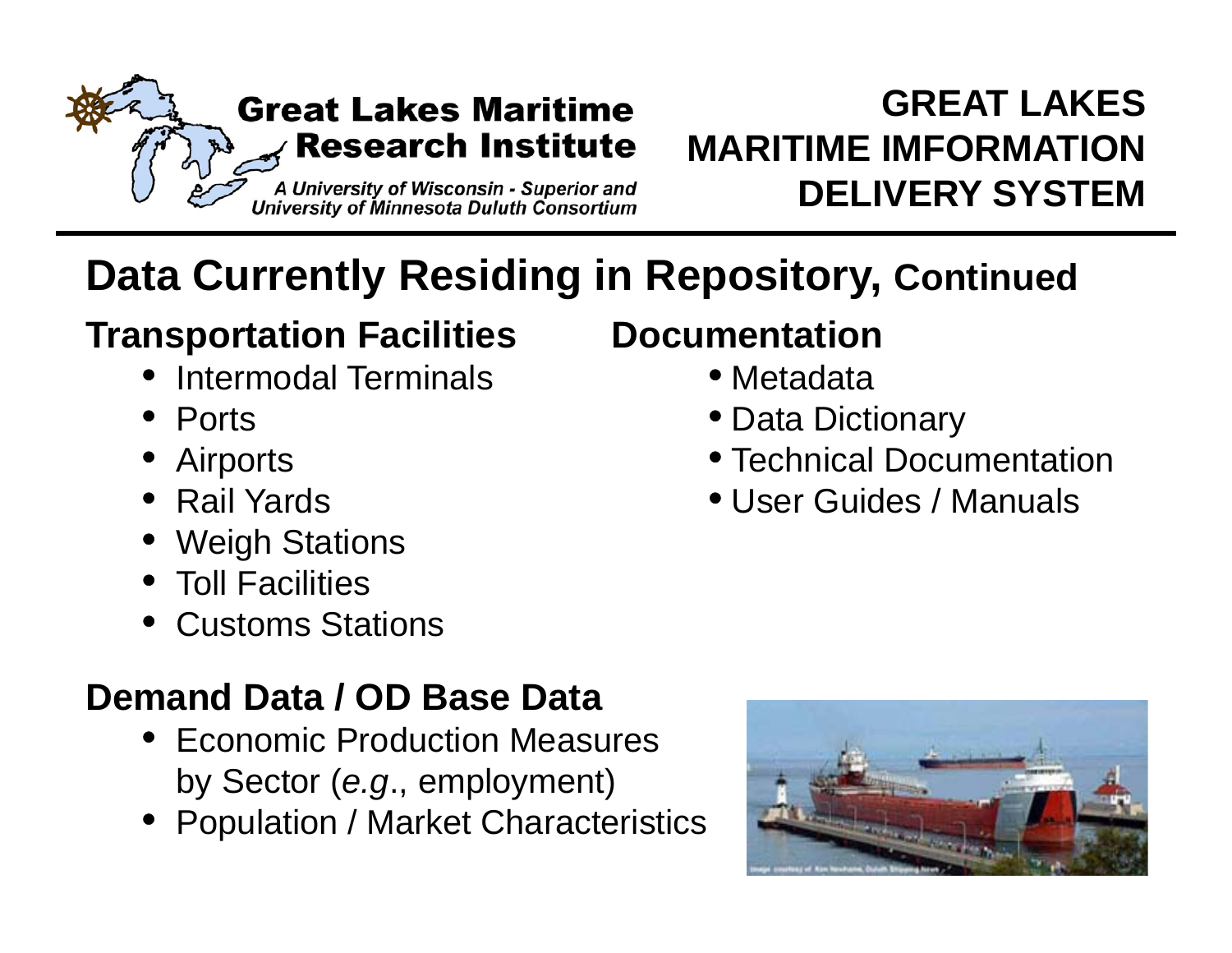Great Lakes Maritime Research Institute

*A University of Wisconsin - Superior and University of Minnesota Duluth Consortium*

# GREAT LAKES MARITIME IMFORMATION DELIVERY SYSTEM

## Data Currently Residing in Repository, Continued

### Transportation Facilities

- Intermodal Terminals
- Ports
- Airports
- Rail Yards
- Weigh Stations
- Toll Facilities
- Customs Stations

### Documentation

- Metadata
- Data Dictionary
- Technical Documentation
- User Guides / Manuals

### Demand Data / OD Base Data

- Economic Production Measures by Sector (*e.g.*, employment)
- Population / Market Characteristics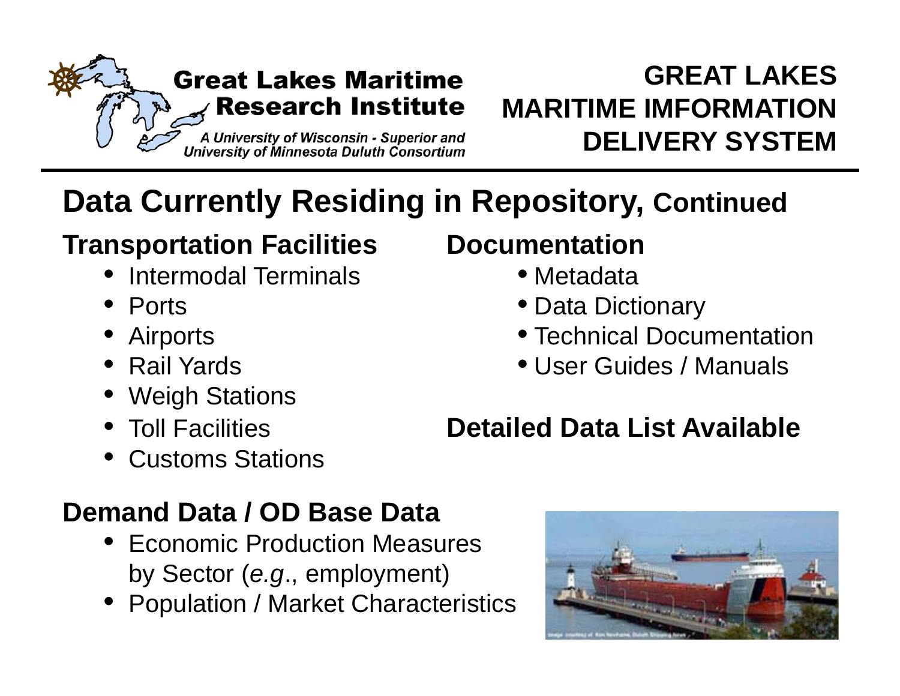Great Lakes Maritime Research Institute

*A University of Wisconsin - Superior and University of Minnesota Duluth Consortium*

# GREAT LAKES MARITIME IMFORMATION DELIVERY SYSTEM

## Data Currently Residing in Repository, Continued

### Transportation Facilities

- Intermodal Terminals
- Ports
- Airports
- Rail Yards
- Weigh Stations
- Toll Facilities
- Customs Stations

### Documentation

- Metadata
- Data Dictionary
- Technical Documentation
- User Guides / Manuals

### Detailed Data List Available

### Demand Data / OD Base Data

- Economic Production Measures by Sector (*e.g*., employment)
- Population / Market Characteristics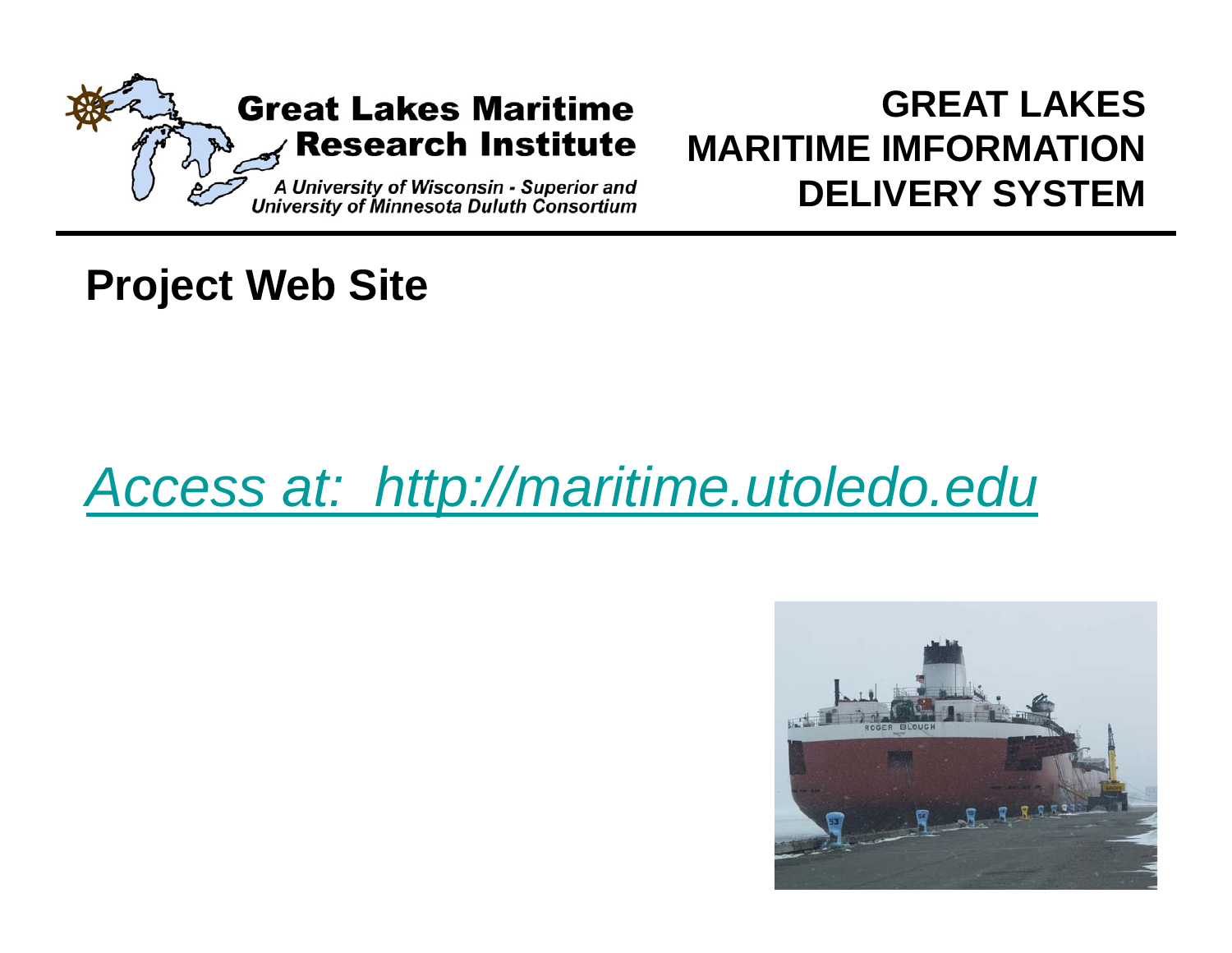Great Lakes Maritime Research Institute

A University of Wisconsin - Superior and University of Minnesota Duluth Consortium

**GREAT LAKES MARITIME IMFORMATION DELIVERY SYSTEM**

## Project Web Site

*Access at: http://maritime.utoledo.edu*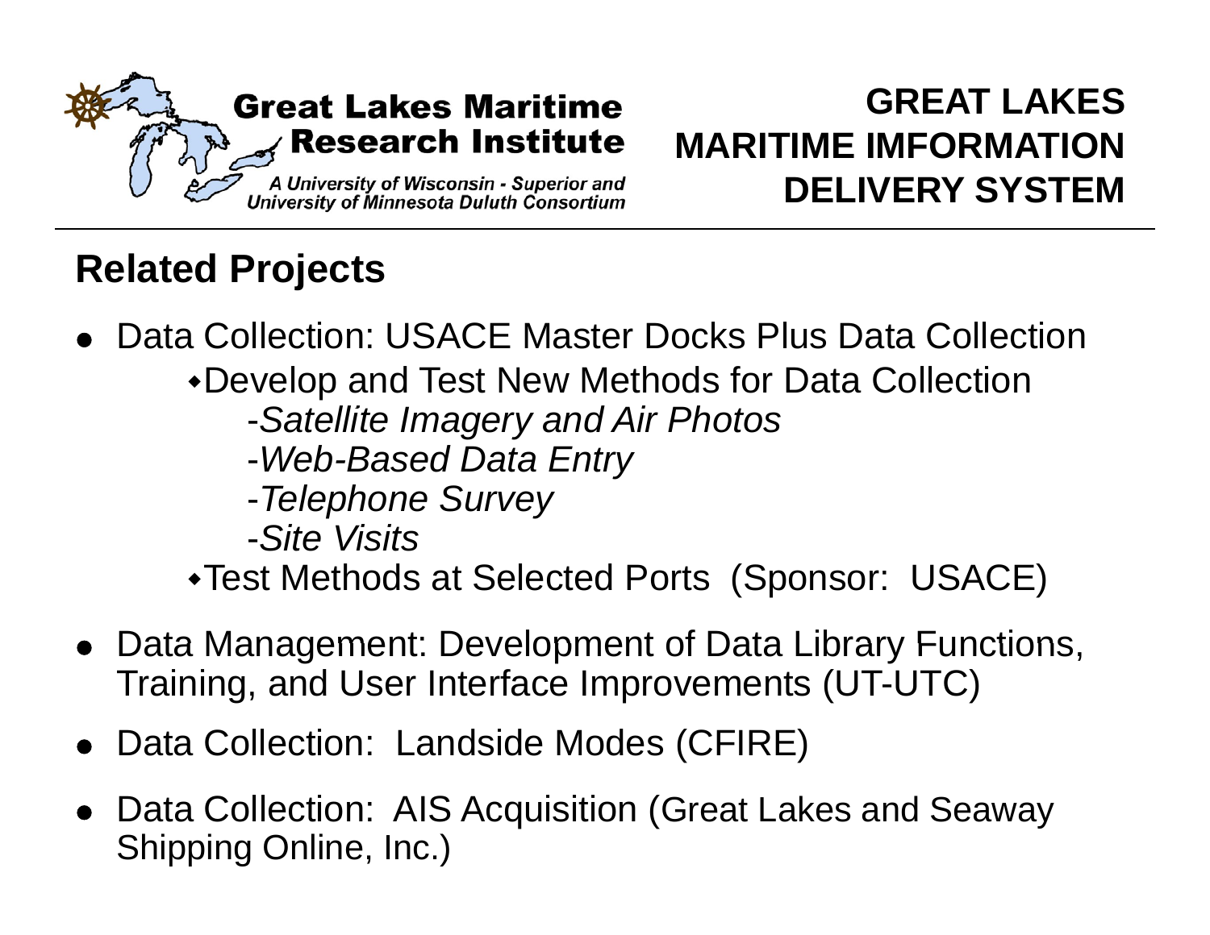**Great Lakes Maritime Research Institute**

*A University of Wisconsin - Superior and University of Minnesota Duluth Consortium*

**GREAT LAKES MARITIME IMFORMATION DELIVERY SYSTEM**

## Related Projects

- Data Collection: USACE Master Docks Plus Data Collection
  - Develop and Test New Methods for Data Collection
    - -*Satellite Imagery and Air Photos*
    - -*Web-Based Data Entry*
    - -*Telephone Survey*
    - -*Site Visits*
  - Test Methods at Selected Ports (Sponsor: USACE)
- Data Management: Development of Data Library Functions, Training, and User Interface Improvements (UT-UTC)
- Data Collection: Landside Modes (CFIRE)
- Data Collection: AIS Acquisition (Great Lakes and Seaway Shipping Online, Inc.)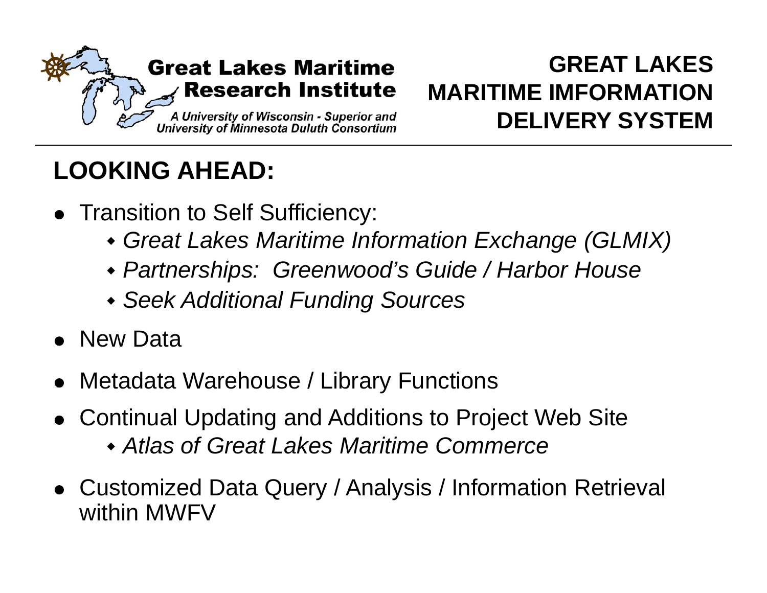Great Lakes Maritime Research Institute

*A University of Wisconsin - Superior and University of Minnesota Duluth Consortium*

# GREAT LAKES MARITIME IMFORMATION DELIVERY SYSTEM

## LOOKING AHEAD:

- Transition to Self Sufficiency:
  - *Great Lakes Maritime Information Exchange (GLMIX)*
  - *Partnerships: Greenwood's Guide / Harbor House*
  - *Seek Additional Funding Sources*
- New Data
- Metadata Warehouse / Library Functions
- Continual Updating and Additions to Project Web Site
  - *Atlas of Great Lakes Maritime Commerce*
- Customized Data Query / Analysis / Information Retrieval within MWFV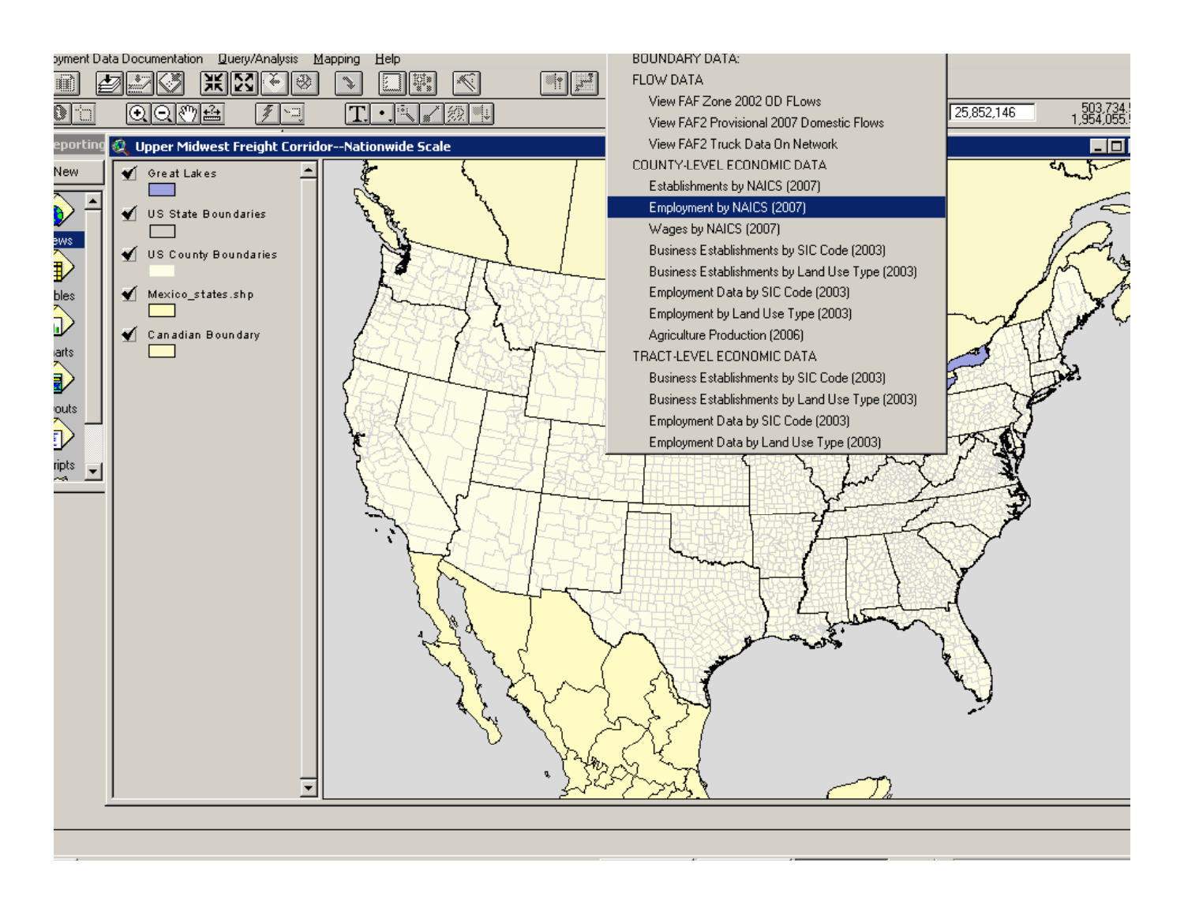yment Data Documentation   Query/Analysis   Mapping   Help

25,852,146   503,734.5 / 1,954,055.5

Upper Midwest Freight Corridor--Nationwide Scale

- Great Lakes
- US State Boundaries
- US County Boundaries
- Mexico_states.shp
- Canadian Boundary

BOUNDARY DATA:

FLOW DATA

- View FAF Zone 2002 OD FLows
- View FAF2 Provisional 2007 Domestic Flows
- View FAF2 Truck Data On Network

COUNTY-LEVEL ECONOMIC DATA

- Establishments by NAICS (2007)
- Employment by NAICS (2007)
- Wages by NAICS (2007)
- Business Establishments by SIC Code (2003)
- Business Establishments by Land Use Type (2003)
- Employment Data by SIC Code (2003)
- Employment by Land Use Type (2003)
- Agriculture Production (2006)

TRACT-LEVEL ECONOMIC DATA

- Business Establishments by SIC Code (2003)
- Business Establishments by Land Use Type (2003)
- Employment Data by SIC Code (2003)
- Employment Data by Land Use Type (2003)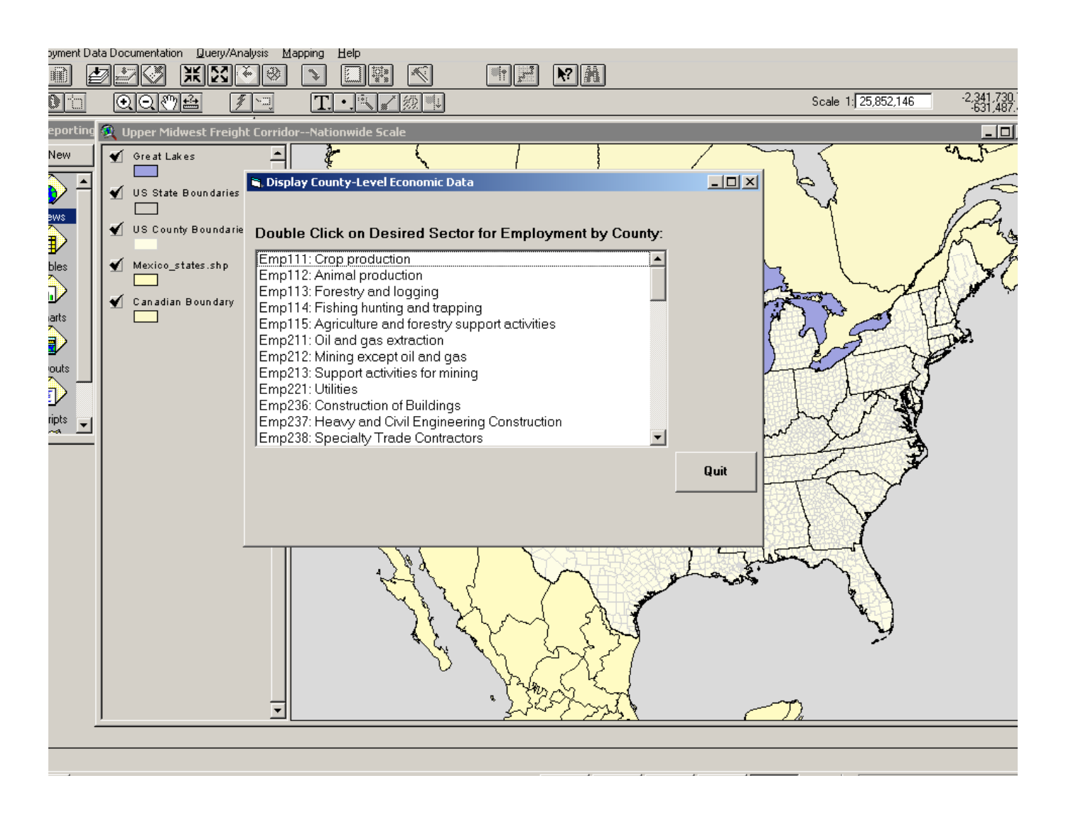Upper Midwest Freight Corridor--Nationwide Scale

Display County-Level Economic Data

**Double Click on Desired Sector for Employment by County:**

- Emp111: Crop production
- Emp112: Animal production
- Emp113: Forestry and logging
- Emp114: Fishing hunting and trapping
- Emp115: Agriculture and forestry support activities
- Emp211: Oil and gas extraction
- Emp212: Mining except oil and gas
- Emp213: Support activities for mining
- Emp221: Utilities
- Emp236: Construction of Buildings
- Emp237: Heavy and Civil Engineering Construction
- Emp238: Specialty Trade Contractors

Quit

Great Lakes

US State Boundaries

US County Boundarie

Mexico_states.shp

Canadian Boundary

Scale 1: 25,852,146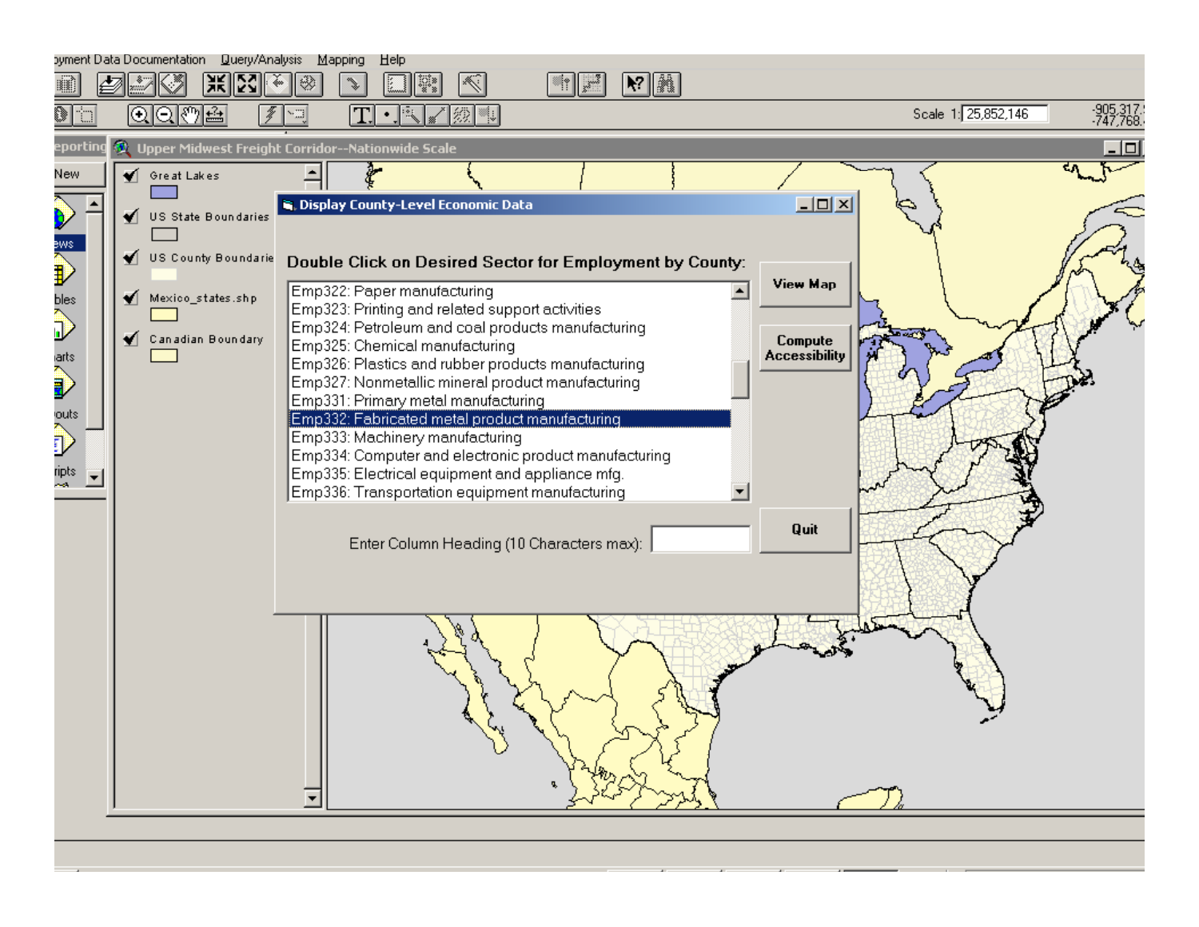Display County-Level Economic Data

**Double Click on Desired Sector for Employment by County:**

- Emp322: Paper manufacturing
- Emp323: Printing and related support activities
- Emp324: Petroleum and coal products manufacturing
- Emp325: Chemical manufacturing
- Emp326: Plastics and rubber products manufacturing
- Emp327: Nonmetallic mineral product manufacturing
- Emp331: Primary metal manufacturing
- Emp332: Fabricated metal product manufacturing
- Emp333: Machinery manufacturing
- Emp334: Computer and electronic product manufacturing
- Emp335: Electrical equipment and appliance mfg.
- Emp336: Transportation equipment manufacturing

View Map

Compute Accessibility

Quit

Enter Column Heading (10 Characters max):

Upper Midwest Freight Corridor--Nationwide Scale

- Great Lakes
- US State Boundaries
- US County Boundaries
- Mexico_states.shp
- Canadian Boundary

Scale 1: 25,852,146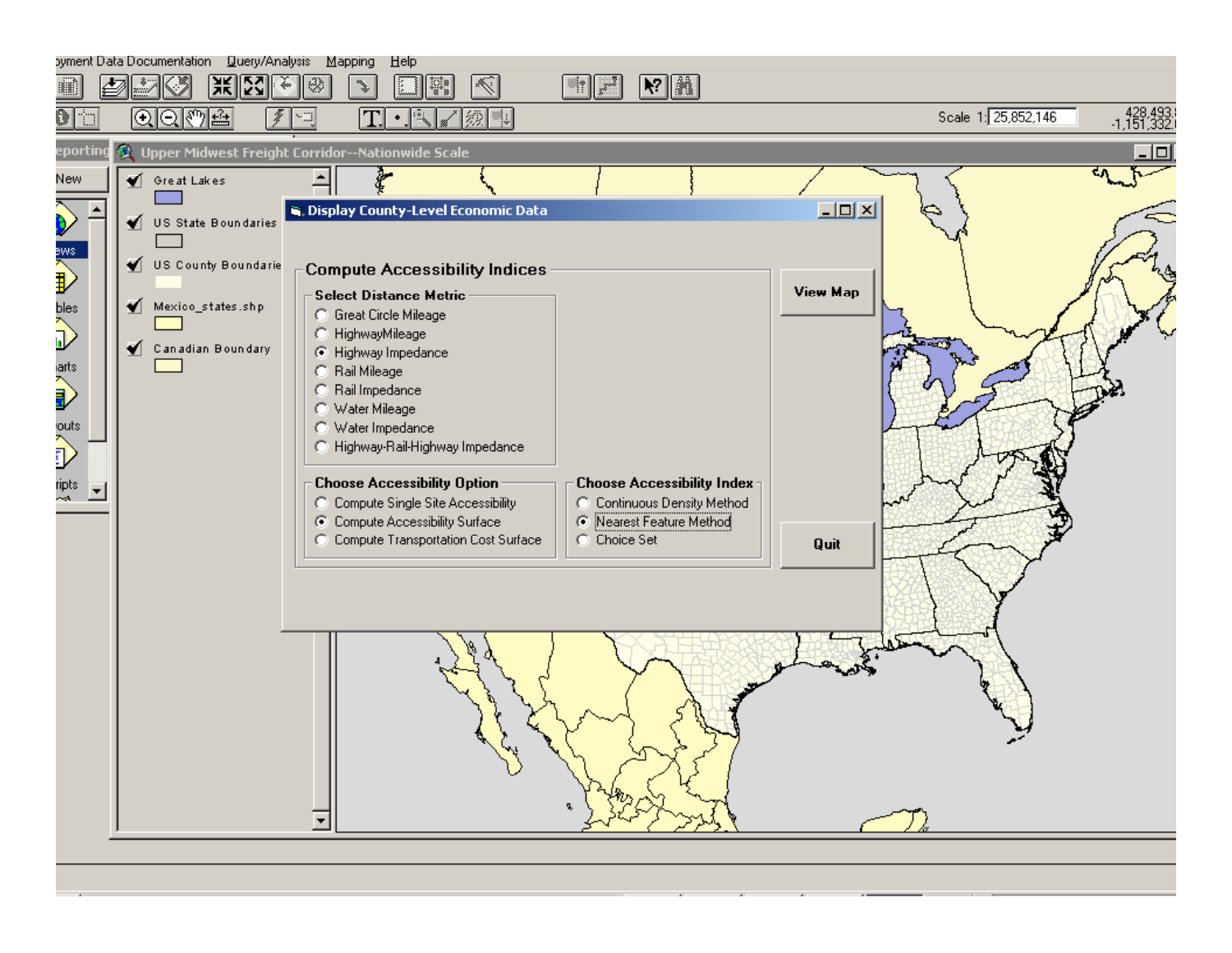Upper Midwest Freight Corridor--Nationwide Scale

Scale 1: 25,852,146

- Great Lakes
- US State Boundaries
- US County Boundaries
- Mexico_states.shp
- Canadian Boundary

**Display County-Level Economic Data**

## Compute Accessibility Indices

### Select Distance Metric

- ( ) Great Circle Mileage
- ( ) HighwayMileage
- (•) Highway Impedance
- ( ) Rail Mileage
- ( ) Rail Impedance
- ( ) Water Mileage
- ( ) Water Impedance
- ( ) Highway-Rail-Highway Impedance

### Choose Accessibility Option

- ( ) Compute Single Site Accessibility
- (•) Compute Accessibility Surface
- ( ) Compute Transportation Cost Surface

### Choose Accessibility Index

- ( ) Continuous Density Method
- (•) Nearest Feature Method
- ( ) Choice Set

**View Map**

**Quit**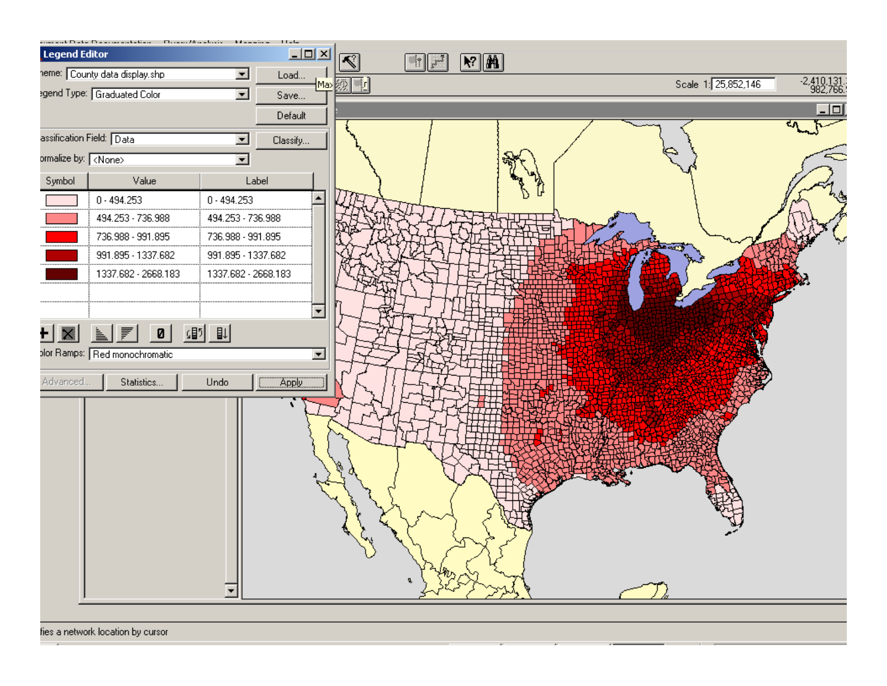**Legend Editor**

Theme: County data display.shp

Legend Type: Graduated Color

Classification Field: Data

Normalize by: <None>

| Symbol | Value | Label |
|---|---|---|
| | 0 - 494.253 | 0 - 494.253 |
| | 494.253 - 736.988 | 494.253 - 736.988 |
| | 736.988 - 991.895 | 736.988 - 991.895 |
| | 991.895 - 1337.682 | 991.895 - 1337.682 |
| | 1337.682 - 2668.183 | 1337.682 - 2668.183 |

Color Ramps: Red monochromatic

Load... | Save... | Default | Classify... | Advanced... | Statistics... | Undo | Apply

Scale 1: 25,852,146

-2,410,131
982,766

fies a network location by cursor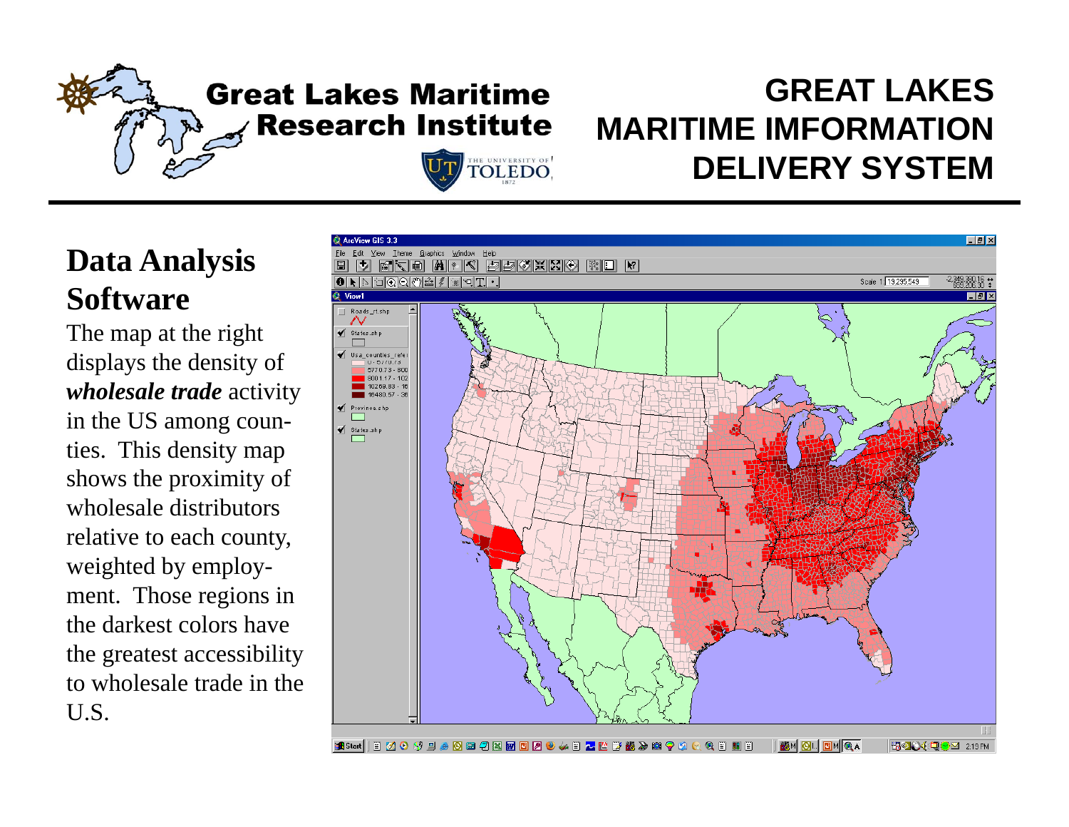# GREAT LAKES MARITIME IMFORMATION DELIVERY SYSTEM

Great Lakes Maritime Research Institute

## Data Analysis Software

The map at the right displays the density of ***wholesale trade*** activity in the US among counties. This density map shows the proximity of wholesale distributors relative to each county, weighted by employment. Those regions in the darkest colors have the greatest accessibility to wholesale trade in the U.S.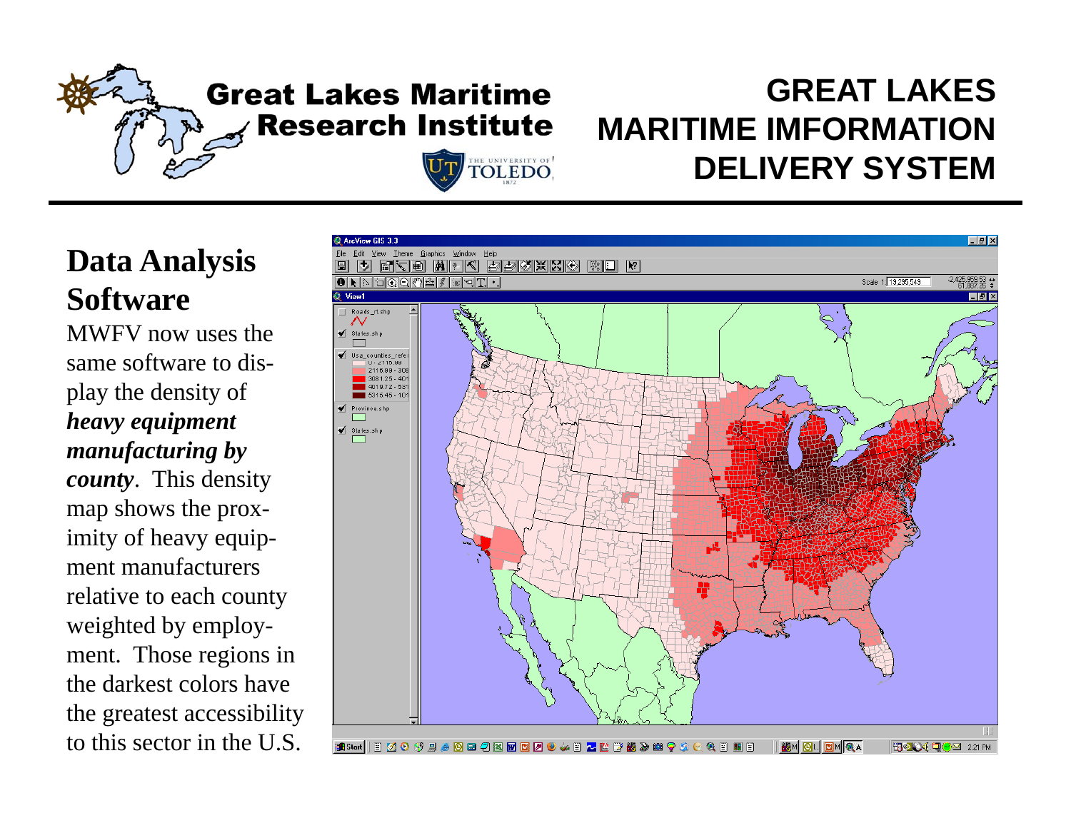# GREAT LAKES MARITIME IMFORMATION DELIVERY SYSTEM

Great Lakes Maritime Research Institute

## Data Analysis Software

MWFV now uses the same software to display the density of ***heavy equipment manufacturing by county***. This density map shows the proximity of heavy equipment manufacturers relative to each county weighted by employment. Those regions in the darkest colors have the greatest accessibility to this sector in the U.S.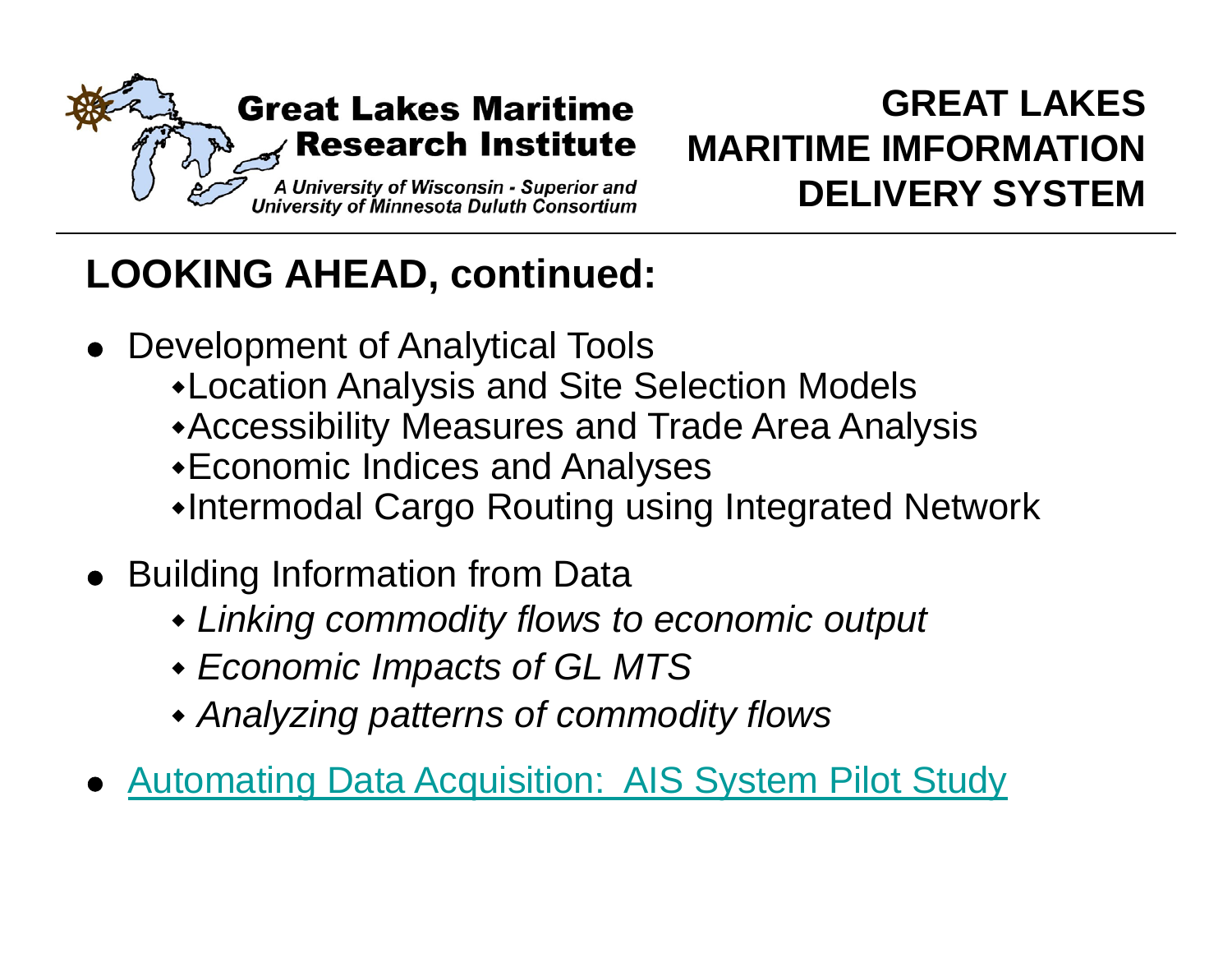**Great Lakes Maritime Research Institute**

*A University of Wisconsin - Superior and University of Minnesota Duluth Consortium*

**GREAT LAKES MARITIME IMFORMATION DELIVERY SYSTEM**

## LOOKING AHEAD, continued:

- Development of Analytical Tools
  - Location Analysis and Site Selection Models
  - Accessibility Measures and Trade Area Analysis
  - Economic Indices and Analyses
  - Intermodal Cargo Routing using Integrated Network
- Building Information from Data
  - *Linking commodity flows to economic output*
  - *Economic Impacts of GL MTS*
  - *Analyzing patterns of commodity flows*
- Automating Data Acquisition: AIS System Pilot Study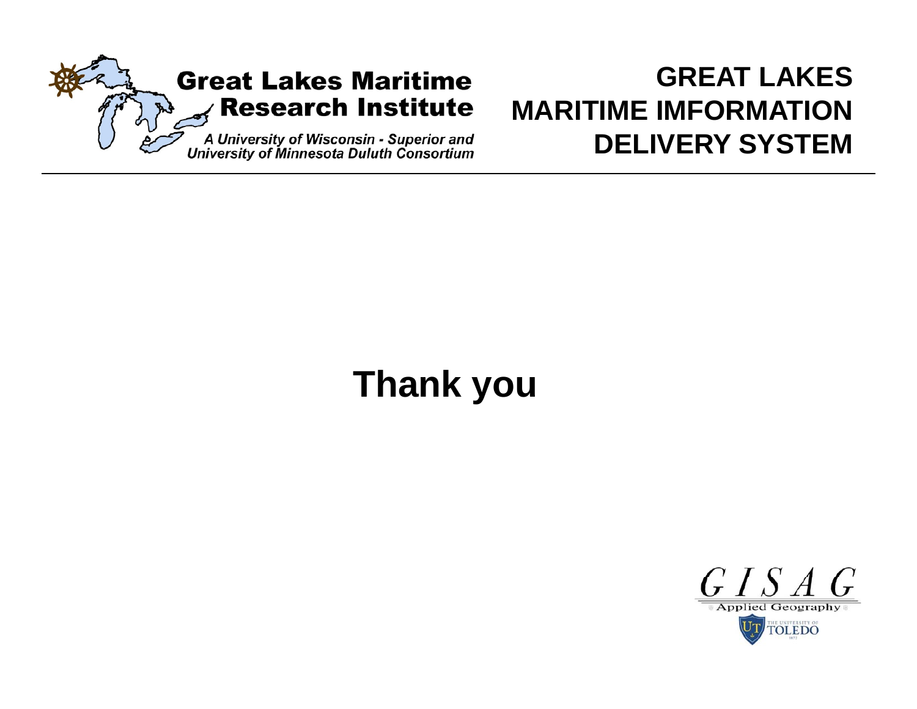**Great Lakes Maritime Research Institute**

*A University of Wisconsin - Superior and University of Minnesota Duluth Consortium*

**GREAT LAKES MARITIME IMFORMATION DELIVERY SYSTEM**

# Thank you

GISAG

Applied Geography

THE UNIVERSITY OF TOLEDO